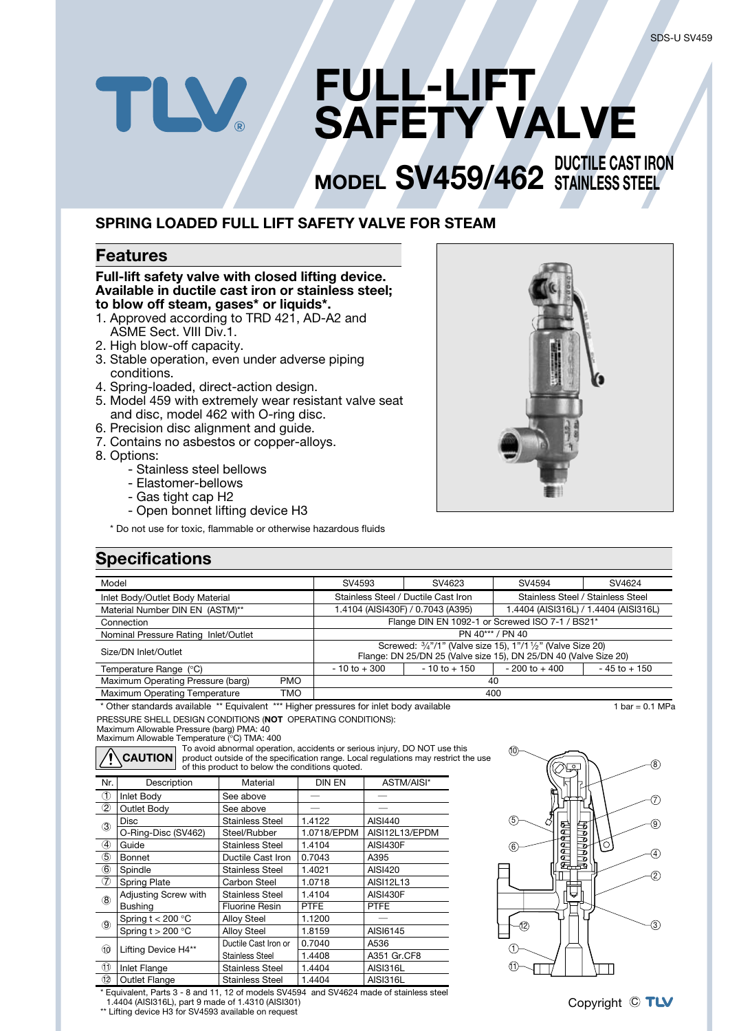# FULL-LIFT SAFETY VALVE

## MODEL SV459/462 DUCTILE CAST IRON STAINLESS STEEL

### SPRING LOADED FULL LIFT SAFETY VALVE FOR STEAM

## Features

**Full-lift safety valve with closed lifting device. Available in ductile cast iron or stainless steel; to blow off steam, gases* or liquids*.**

1. Approved according to TRD 421, AD-A2 and ASME Sect. VIII Div.1.
2. High blow-off capacity.
3. Stable operation, even under adverse piping conditions.
4. Spring-loaded, direct-action design.
5. Model 459 with extremely wear resistant valve seat and disc, model 462 with O-ring disc.
6. Precision disc alignment and guide.
7. Contains no asbestos or copper-alloys.
8. Options:
   - Stainless steel bellows
   - Elastomer-bellows
   - Gas tight cap H2
   - Open bonnet lifting device H3

\* Do not use for toxic, flammable or otherwise hazardous fluids

## Specifications

| Model | | SV4593 | SV4623 | SV4594 | SV4624 |
|---|---|---|---|---|---|
| Inlet Body/Outlet Body Material | | Stainless Steel / Ductile Cast Iron | | Stainless Steel / Stainless Steel | |
| Material Number DIN EN (ASTM)** | | 1.4104 (AISI430F) / 0.7043 (A395) | | 1.4404 (AISI316L) / 1.4404 (AISI316L) | |
| Connection | | Flange DIN EN 1092-1 or Screwed ISO 7-1 / BS21* | | | |
| Nominal Pressure Rating Inlet/Outlet | | PN 40*** / PN 40 | | | |
| Size/DN Inlet/Outlet | | Screwed: ¾"/1" (Valve size 15), 1"/1½" (Valve Size 20) Flange: DN 25/DN 25 (Valve size 15), DN 25/DN 40 (Valve Size 20) | | | |
| Temperature Range (°C) | | - 10 to + 300 | - 10 to + 150 | - 200 to + 400 | - 45 to + 150 |
| Maximum Operating Pressure (barg) | PMO | 40 | | | |
| Maximum Operating Temperature | TMO | 400 | | | |

\* Other standards available ** Equivalent *** Higher pressures for inlet body available

1 bar = 0.1 MPa

PRESSURE SHELL DESIGN CONDITIONS (**NOT** OPERATING CONDITIONS):
Maximum Allowable Pressure (barg) PMA: 40
Maximum Allowable Temperature (°C) TMA: 400

**CAUTION** To avoid abnormal operation, accidents or serious injury, DO NOT use this product outside of the specification range. Local regulations may restrict the use of this product to below the conditions quoted.

| Nr. | Description | Material | DIN EN | ASTM/AISI* |
|---|---|---|---|---|
| ① | Inlet Body | See above | — | — |
| ② | Outlet Body | See above | — | — |
| ③ | Disc | Stainless Steel | 1.4122 | AISI440 |
| | O-Ring-Disc (SV462) | Steel/Rubber | 1.0718/EPDM | AISI12L13/EPDM |
| ④ | Guide | Stainless Steel | 1.4104 | AISI430F |
| ⑤ | Bonnet | Ductile Cast Iron | 0.7043 | A395 |
| ⑥ | Spindle | Stainless Steel | 1.4021 | AISI420 |
| ⑦ | Spring Plate | Carbon Steel | 1.0718 | AISI12L13 |
| ⑧ | Adjusting Screw with | Stainless Steel | 1.4104 | AISI430F |
| | Bushing | Fluorine Resin | PTFE | PTFE |
| ⑨ | Spring t < 200 °C | Alloy Steel | 1.1200 | — |
| | Spring t > 200 °C | Alloy Steel | 1.8159 | AISI6145 |
| ⑩ | Lifting Device H4** | Ductile Cast Iron or | 0.7040 | A536 |
| | | Stainless Steel | 1.4408 | A351 Gr.CF8 |
| ⑪ | Inlet Flange | Stainless Steel | 1.4404 | AISI316L |
| ⑫ | Outlet Flange | Stainless Steel | 1.4404 | AISI316L |

\* Equivalent, Parts 3 - 8 and 11, 12 of models SV4594 and SV4624 made of stainless steel 1.4404 (AISI316L), part 9 made of 1.4310 (AISI301)
\** Lifting device H3 for SV4593 available on request

Copyright © TLV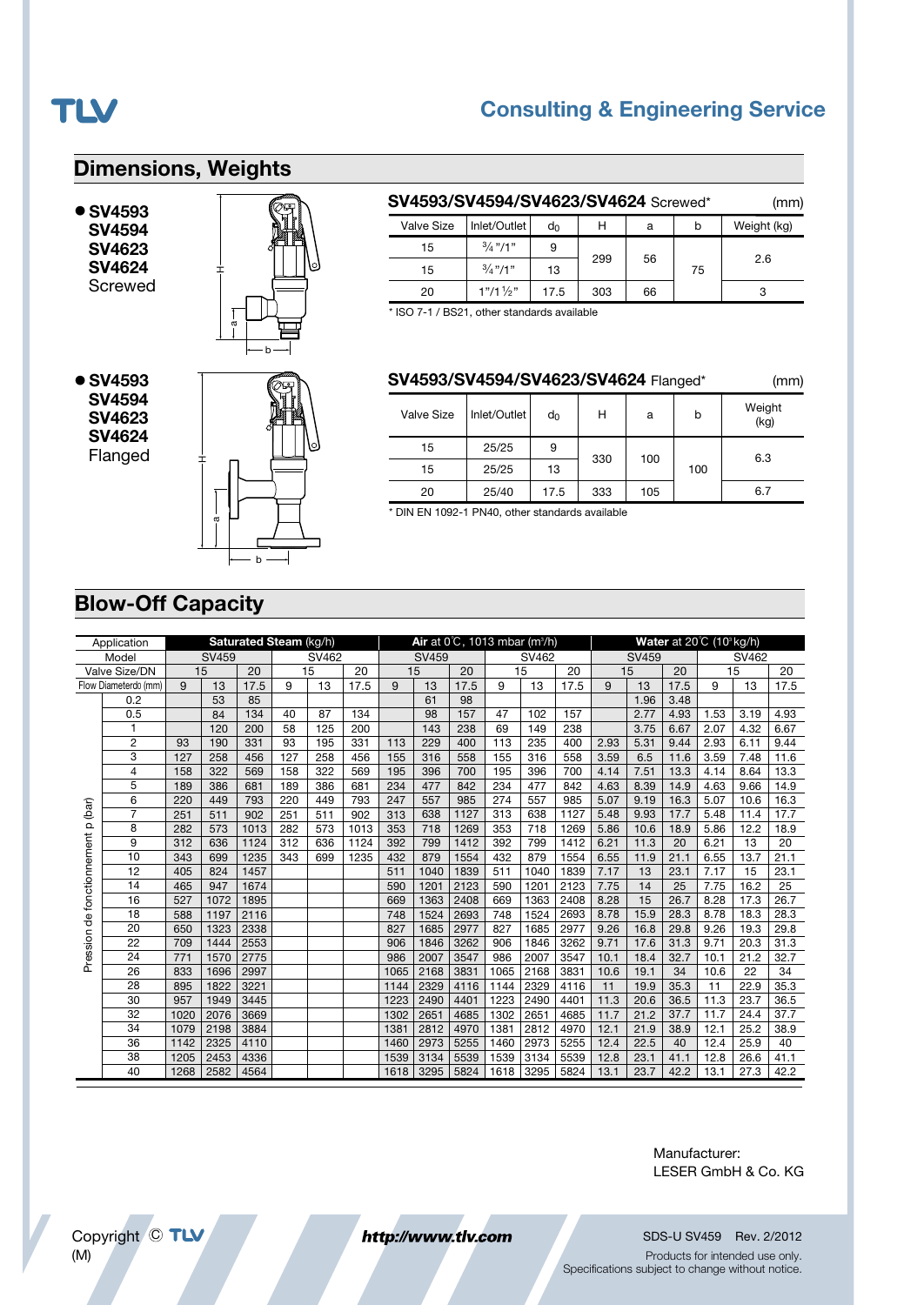## Dimensions, Weights

- **SV4593**
  **SV4594**
  **SV4623**
  **SV4624**
  Screwed

**SV4593/SV4594/SV4623/SV4624** Screwed* (mm)

| Valve Size | Inlet/Outlet | $d_0$ | H | a | b | Weight (kg) |
|---|---|---|---|---|---|---|
| 15 | ¾"/1" | 9 | 299 | 56 | 75 | 2.6 |
| 15 | ¾"/1" | 13 | | | | |
| 20 | 1"/1½" | 17.5 | 303 | 66 | | 3 |

\* ISO 7-1 / BS21, other standards available

- **SV4593**
  **SV4594**
  **SV4623**
  **SV4624**
  Flanged

**SV4593/SV4594/SV4623/SV4624** Flanged* (mm)

| Valve Size | Inlet/Outlet | $d_0$ | H | a | b | Weight (kg) |
|---|---|---|---|---|---|---|
| 15 | 25/25 | 9 | 330 | 100 | 100 | 6.3 |
| 15 | 25/25 | 13 | | | | |
| 20 | 25/40 | 17.5 | 333 | 105 | | 6.7 |

\* DIN EN 1092-1 PN40, other standards available

## Blow-Off Capacity

| Application | Saturated Steam (kg/h) | | | | | | Air at 0˚C, 1013 mbar (m³/h) | | | | | | Water at 20˚C (10³kg/h) | | | | | |
|---|---|---|---|---|---|---|---|---|---|---|---|---|---|---|---|---|---|---|
| Model | SV459 | | | SV462 | | | SV459 | | | SV462 | | | SV459 | | | SV462 | | |
| Valve Size/DN | 15 | | 20 | 15 | | 20 | 15 | | 20 | 15 | | 20 | 15 | | 20 | 15 | | 20 |
| Flow Diameter $d_0$ (mm) | 9 | 13 | 17.5 | 9 | 13 | 17.5 | 9 | 13 | 17.5 | 9 | 13 | 17.5 | 9 | 13 | 17.5 | 9 | 13 | 17.5 |
| **Pression de fonctionnement p (bar)** | | | | | | | | | | | | | | | | | | |
| 0.2 | | 53 | 85 | | | | | 61 | 98 | | | | | 1.96 | 3.48 | | | |
| 0.5 | | 84 | 134 | 40 | 87 | 134 | | 98 | 157 | 47 | 102 | 157 | | 2.77 | 4.93 | 1.53 | 3.19 | 4.93 |
| 1 | | 120 | 200 | 58 | 125 | 200 | | 143 | 238 | 69 | 149 | 238 | | 3.75 | 6.67 | 2.07 | 4.32 | 6.67 |
| 2 | 93 | 190 | 331 | 93 | 195 | 331 | 113 | 229 | 400 | 113 | 235 | 400 | 2.93 | 5.31 | 9.44 | 2.93 | 6.11 | 9.44 |
| 3 | 127 | 258 | 456 | 127 | 258 | 456 | 155 | 316 | 558 | 155 | 316 | 558 | 3.59 | 6.5 | 11.6 | 3.59 | 7.48 | 11.6 |
| 4 | 158 | 322 | 569 | 158 | 322 | 569 | 195 | 396 | 700 | 195 | 396 | 700 | 4.14 | 7.51 | 13.3 | 4.14 | 8.64 | 13.3 |
| 5 | 189 | 386 | 681 | 189 | 386 | 681 | 234 | 477 | 842 | 234 | 477 | 842 | 4.63 | 8.39 | 14.9 | 4.63 | 9.66 | 14.9 |
| 6 | 220 | 449 | 793 | 220 | 449 | 793 | 247 | 557 | 985 | 274 | 557 | 985 | 5.07 | 9.19 | 16.3 | 5.07 | 10.6 | 16.3 |
| 7 | 251 | 511 | 902 | 251 | 511 | 902 | 313 | 638 | 1127 | 313 | 638 | 1127 | 5.48 | 9.93 | 17.7 | 5.48 | 11.4 | 17.7 |
| 8 | 282 | 573 | 1013 | 282 | 573 | 1013 | 353 | 718 | 1269 | 353 | 718 | 1269 | 5.86 | 10.6 | 18.9 | 5.86 | 12.2 | 18.9 |
| 9 | 312 | 636 | 1124 | 312 | 636 | 1124 | 392 | 799 | 1412 | 392 | 799 | 1412 | 6.21 | 11.3 | 20 | 6.21 | 13 | 20 |
| 10 | 343 | 699 | 1235 | 343 | 699 | 1235 | 432 | 879 | 1554 | 432 | 879 | 1554 | 6.55 | 11.9 | 21.1 | 6.55 | 13.7 | 21.1 |
| 12 | 405 | 824 | 1457 | | | | 511 | 1040 | 1839 | 511 | 1040 | 1839 | 7.17 | 13 | 23.1 | 7.17 | 15 | 23.1 |
| 14 | 465 | 947 | 1674 | | | | 590 | 1201 | 2123 | 590 | 1201 | 2123 | 7.75 | 14 | 25 | 7.75 | 16.2 | 25 |
| 16 | 527 | 1072 | 1895 | | | | 669 | 1363 | 2408 | 669 | 1363 | 2408 | 8.28 | 15 | 26.7 | 8.28 | 17.3 | 26.7 |
| 18 | 588 | 1197 | 2116 | | | | 748 | 1524 | 2693 | 748 | 1524 | 2693 | 8.78 | 15.9 | 28.3 | 8.78 | 18.3 | 28.3 |
| 20 | 650 | 1323 | 2338 | | | | 827 | 1685 | 2977 | 827 | 1685 | 2977 | 9.26 | 16.8 | 29.8 | 9.26 | 19.3 | 29.8 |
| 22 | 709 | 1444 | 2553 | | | | 906 | 1846 | 3262 | 906 | 1846 | 3262 | 9.71 | 17.6 | 31.3 | 9.71 | 20.3 | 31.3 |
| 24 | 771 | 1570 | 2775 | | | | 986 | 2007 | 3547 | 986 | 2007 | 3547 | 10.1 | 18.4 | 32.7 | 10.1 | 21.2 | 32.7 |
| 26 | 833 | 1696 | 2997 | | | | 1065 | 2168 | 3831 | 1065 | 2168 | 3831 | 10.6 | 19.1 | 34 | 10.6 | 22 | 34 |
| 28 | 895 | 1822 | 3221 | | | | 1144 | 2329 | 4116 | 1144 | 2329 | 4116 | 11 | 19.9 | 35.3 | 11 | 22.9 | 35.3 |
| 30 | 957 | 1949 | 3445 | | | | 1223 | 2490 | 4401 | 1223 | 2490 | 4401 | 11.3 | 20.6 | 36.5 | 11.3 | 23.7 | 36.5 |
| 32 | 1020 | 2076 | 3669 | | | | 1302 | 2651 | 4685 | 1302 | 2651 | 4685 | 11.7 | 21.2 | 37.7 | 11.7 | 24.4 | 37.7 |
| 34 | 1079 | 2198 | 3884 | | | | 1381 | 2812 | 4970 | 1381 | 2812 | 4970 | 12.1 | 21.9 | 38.9 | 12.1 | 25.2 | 38.9 |
| 36 | 1142 | 2325 | 4110 | | | | 1460 | 2973 | 5255 | 1460 | 2973 | 5255 | 12.4 | 22.5 | 40 | 12.4 | 25.9 | 40 |
| 38 | 1205 | 2453 | 4336 | | | | 1539 | 3134 | 5539 | 1539 | 3134 | 5539 | 12.8 | 23.1 | 41.1 | 12.8 | 26.6 | 41.1 |
| 40 | 1268 | 2582 | 4564 | | | | 1618 | 3295 | 5824 | 1618 | 3295 | 5824 | 13.1 | 23.7 | 42.2 | 13.1 | 27.3 | 42.2 |

Manufacturer:
LESER GmbH & Co. KG